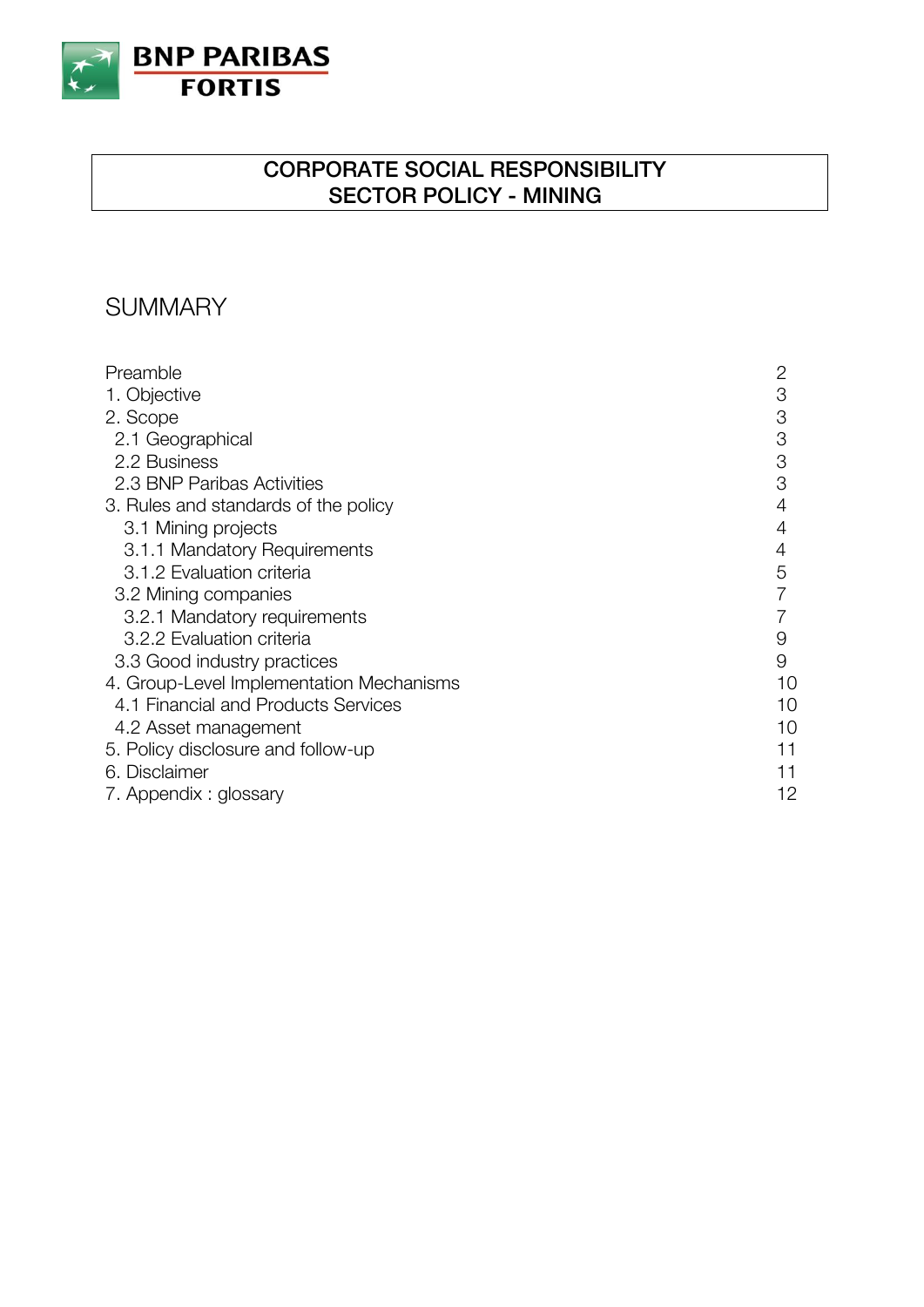BNP PARIBAS FORTIS

# CORPORATE SOCIAL RESPONSIBILITY
# SECTOR POLICY - MINING

## SUMMARY

| | |
|---|---|
| Preamble | 2 |
| 1. Objective | 3 |
| 2. Scope | 3 |
| 2.1 Geographical | 3 |
| 2.2 Business | 3 |
| 2.3 BNP Paribas Activities | 3 |
| 3. Rules and standards of the policy | 4 |
| 3.1 Mining projects | 4 |
| 3.1.1 Mandatory Requirements | 4 |
| 3.1.2 Evaluation criteria | 5 |
| 3.2 Mining companies | 7 |
| 3.2.1 Mandatory requirements | 7 |
| 3.2.2 Evaluation criteria | 9 |
| 3.3 Good industry practices | 9 |
| 4. Group-Level Implementation Mechanisms | 10 |
| 4.1 Financial and Products Services | 10 |
| 4.2 Asset management | 10 |
| 5. Policy disclosure and follow-up | 11 |
| 6. Disclaimer | 11 |
| 7. Appendix : glossary | 12 |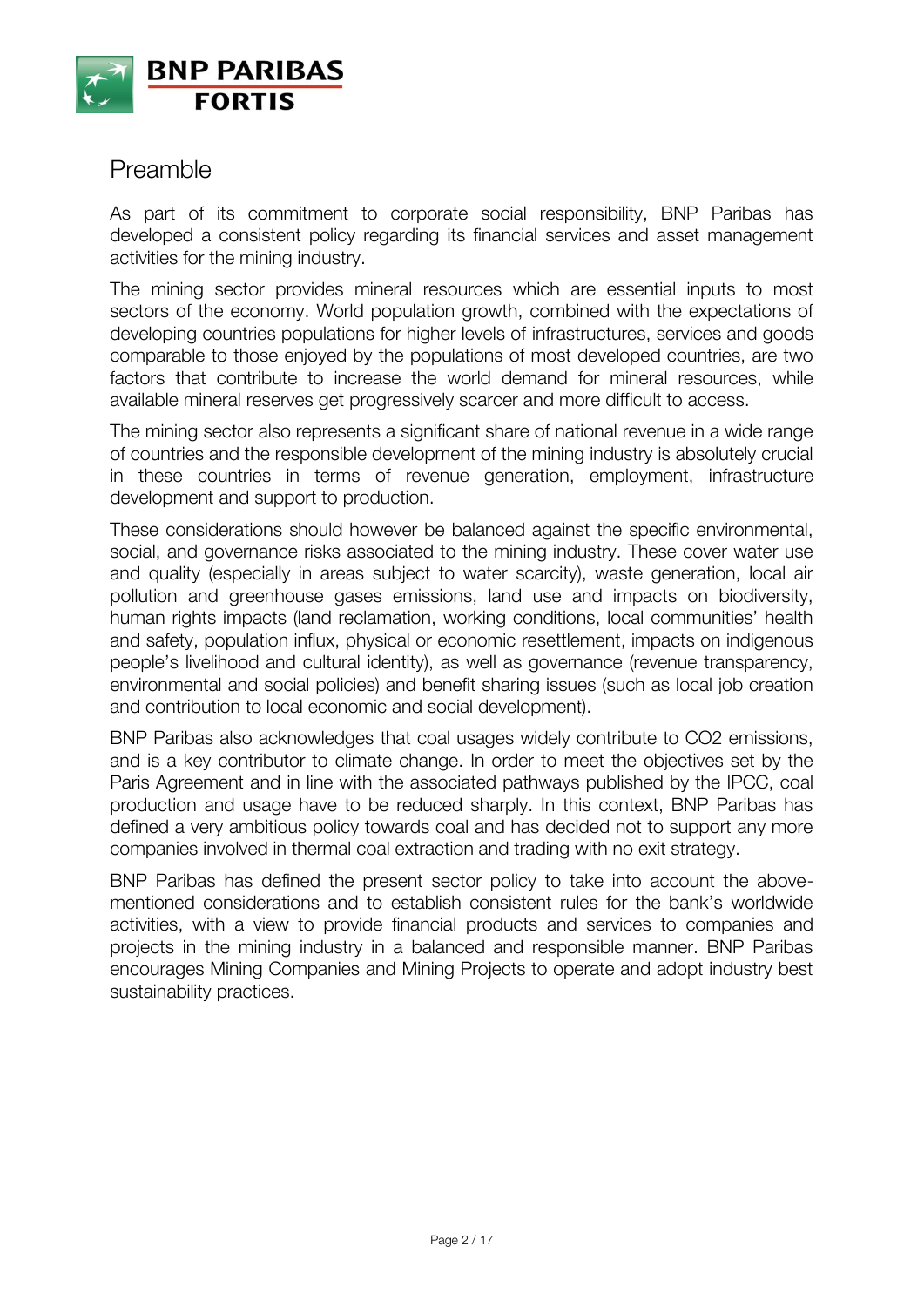## Preamble

As part of its commitment to corporate social responsibility, BNP Paribas has developed a consistent policy regarding its financial services and asset management activities for the mining industry.

The mining sector provides mineral resources which are essential inputs to most sectors of the economy. World population growth, combined with the expectations of developing countries populations for higher levels of infrastructures, services and goods comparable to those enjoyed by the populations of most developed countries, are two factors that contribute to increase the world demand for mineral resources, while available mineral reserves get progressively scarcer and more difficult to access.

The mining sector also represents a significant share of national revenue in a wide range of countries and the responsible development of the mining industry is absolutely crucial in these countries in terms of revenue generation, employment, infrastructure development and support to production.

These considerations should however be balanced against the specific environmental, social, and governance risks associated to the mining industry. These cover water use and quality (especially in areas subject to water scarcity), waste generation, local air pollution and greenhouse gases emissions, land use and impacts on biodiversity, human rights impacts (land reclamation, working conditions, local communities' health and safety, population influx, physical or economic resettlement, impacts on indigenous people's livelihood and cultural identity), as well as governance (revenue transparency, environmental and social policies) and benefit sharing issues (such as local job creation and contribution to local economic and social development).

BNP Paribas also acknowledges that coal usages widely contribute to $CO_2$ emissions, and is a key contributor to climate change. In order to meet the objectives set by the Paris Agreement and in line with the associated pathways published by the IPCC, coal production and usage have to be reduced sharply. In this context, BNP Paribas has defined a very ambitious policy towards coal and has decided not to support any more companies involved in thermal coal extraction and trading with no exit strategy.

BNP Paribas has defined the present sector policy to take into account the above-mentioned considerations and to establish consistent rules for the bank's worldwide activities, with a view to provide financial products and services to companies and projects in the mining industry in a balanced and responsible manner. BNP Paribas encourages Mining Companies and Mining Projects to operate and adopt industry best sustainability practices.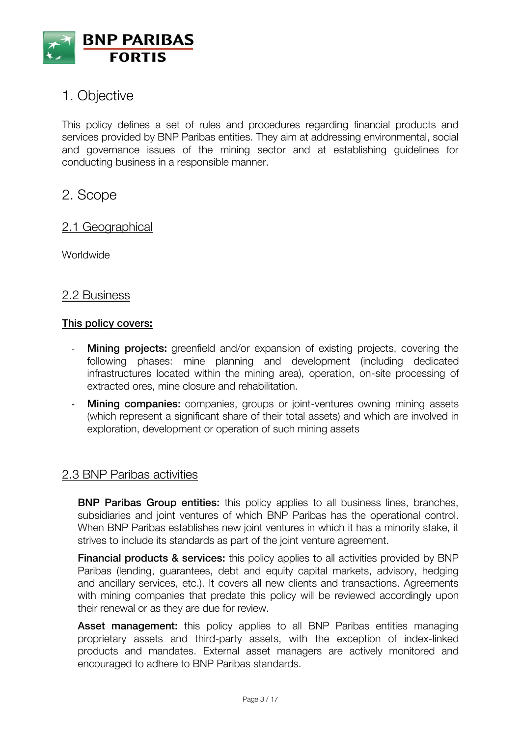# 1. Objective

This policy defines a set of rules and procedures regarding financial products and services provided by BNP Paribas entities. They aim at addressing environmental, social and governance issues of the mining sector and at establishing guidelines for conducting business in a responsible manner.

# 2. Scope

## 2.1 Geographical

Worldwide

## 2.2 Business

**This policy covers:**

- **Mining projects:** greenfield and/or expansion of existing projects, covering the following phases: mine planning and development (including dedicated infrastructures located within the mining area), operation, on-site processing of extracted ores, mine closure and rehabilitation.
- **Mining companies:** companies, groups or joint-ventures owning mining assets (which represent a significant share of their total assets) and which are involved in exploration, development or operation of such mining assets

## 2.3 BNP Paribas activities

**BNP Paribas Group entities:** this policy applies to all business lines, branches, subsidiaries and joint ventures of which BNP Paribas has the operational control. When BNP Paribas establishes new joint ventures in which it has a minority stake, it strives to include its standards as part of the joint venture agreement.

**Financial products & services:** this policy applies to all activities provided by BNP Paribas (lending, guarantees, debt and equity capital markets, advisory, hedging and ancillary services, etc.). It covers all new clients and transactions. Agreements with mining companies that predate this policy will be reviewed accordingly upon their renewal or as they are due for review.

**Asset management:** this policy applies to all BNP Paribas entities managing proprietary assets and third-party assets, with the exception of index-linked products and mandates. External asset managers are actively monitored and encouraged to adhere to BNP Paribas standards.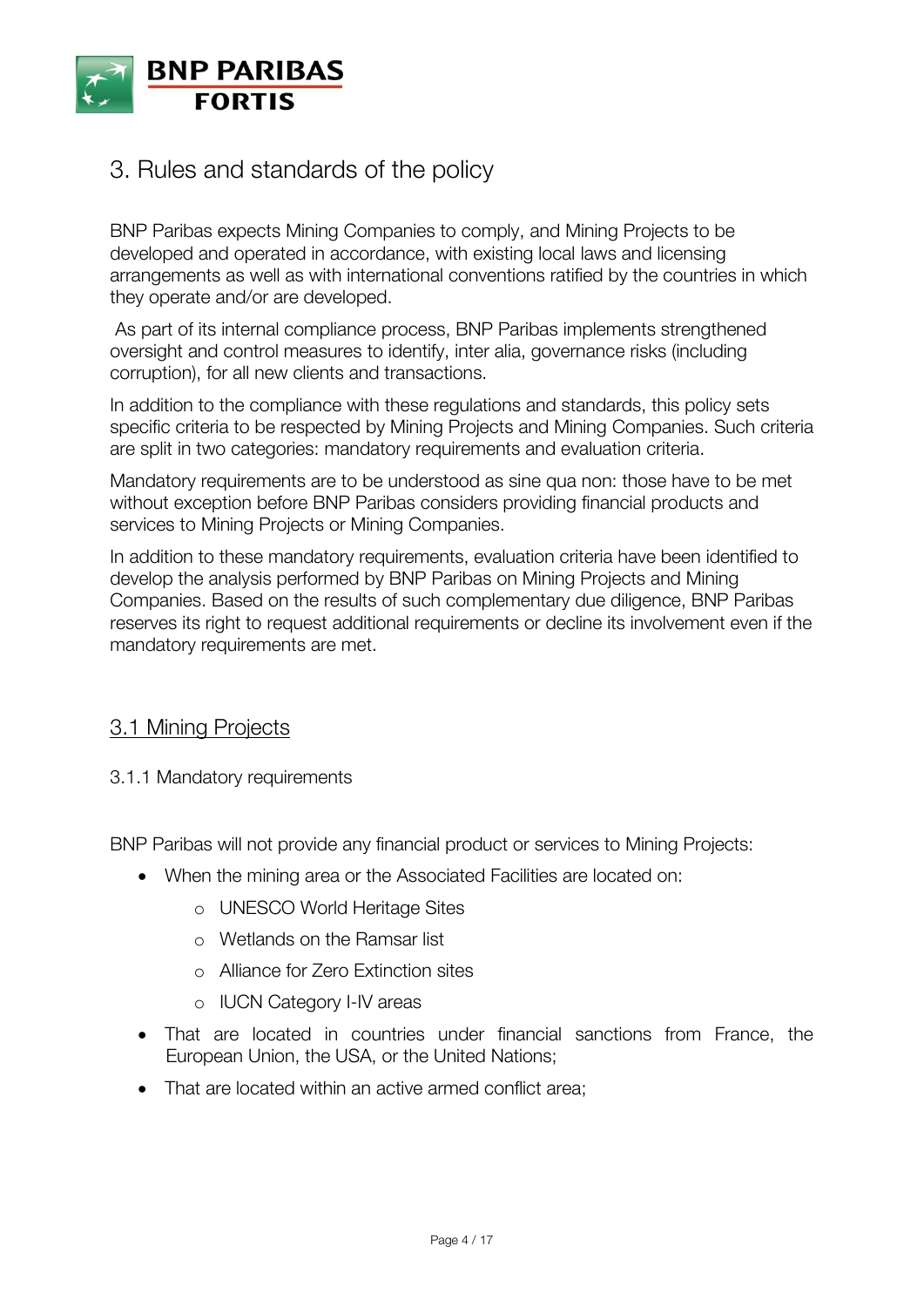# 3. Rules and standards of the policy

BNP Paribas expects Mining Companies to comply, and Mining Projects to be developed and operated in accordance, with existing local laws and licensing arrangements as well as with international conventions ratified by the countries in which they operate and/or are developed.

As part of its internal compliance process, BNP Paribas implements strengthened oversight and control measures to identify, inter alia, governance risks (including corruption), for all new clients and transactions.

In addition to the compliance with these regulations and standards, this policy sets specific criteria to be respected by Mining Projects and Mining Companies. Such criteria are split in two categories: mandatory requirements and evaluation criteria.

Mandatory requirements are to be understood as sine qua non: those have to be met without exception before BNP Paribas considers providing financial products and services to Mining Projects or Mining Companies.

In addition to these mandatory requirements, evaluation criteria have been identified to develop the analysis performed by BNP Paribas on Mining Projects and Mining Companies. Based on the results of such complementary due diligence, BNP Paribas reserves its right to request additional requirements or decline its involvement even if the mandatory requirements are met.

## 3.1 Mining Projects

### 3.1.1 Mandatory requirements

BNP Paribas will not provide any financial product or services to Mining Projects:

- When the mining area or the Associated Facilities are located on:
  - UNESCO World Heritage Sites
  - Wetlands on the Ramsar list
  - Alliance for Zero Extinction sites
  - IUCN Category I-IV areas
- That are located in countries under financial sanctions from France, the European Union, the USA, or the United Nations;
- That are located within an active armed conflict area;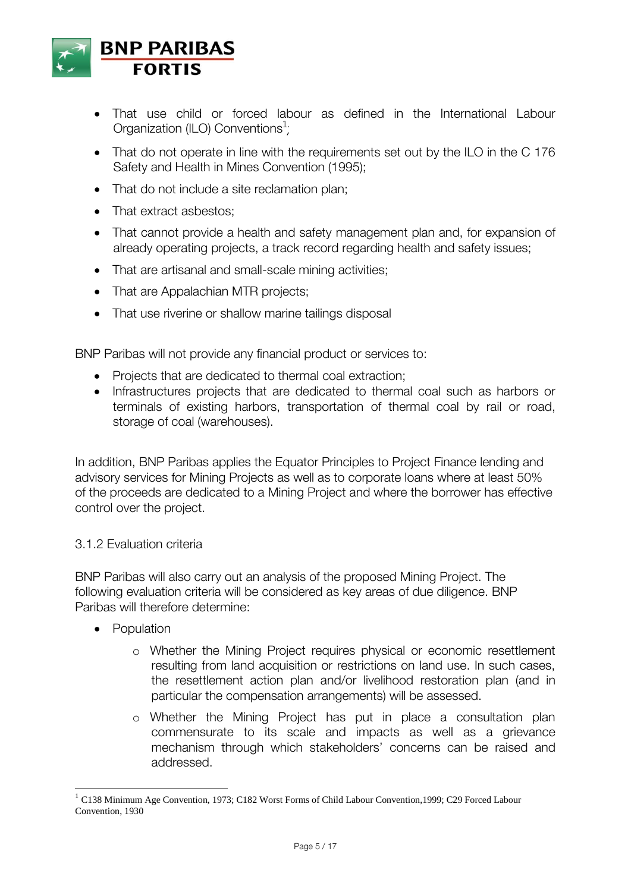- That use child or forced labour as defined in the International Labour Organization (ILO) Conventions[1];
- That do not operate in line with the requirements set out by the ILO in the C 176 Safety and Health in Mines Convention (1995);
- That do not include a site reclamation plan;
- That extract asbestos;
- That cannot provide a health and safety management plan and, for expansion of already operating projects, a track record regarding health and safety issues;
- That are artisanal and small-scale mining activities;
- That are Appalachian MTR projects;
- That use riverine or shallow marine tailings disposal

BNP Paribas will not provide any financial product or services to:

- Projects that are dedicated to thermal coal extraction;
- Infrastructures projects that are dedicated to thermal coal such as harbors or terminals of existing harbors, transportation of thermal coal by rail or road, storage of coal (warehouses).

In addition, BNP Paribas applies the Equator Principles to Project Finance lending and advisory services for Mining Projects as well as to corporate loans where at least 50% of the proceeds are dedicated to a Mining Project and where the borrower has effective control over the project.

### 3.1.2 Evaluation criteria

BNP Paribas will also carry out an analysis of the proposed Mining Project. The following evaluation criteria will be considered as key areas of due diligence. BNP Paribas will therefore determine:

- Population
  - Whether the Mining Project requires physical or economic resettlement resulting from land acquisition or restrictions on land use. In such cases, the resettlement action plan and/or livelihood restoration plan (and in particular the compensation arrangements) will be assessed.
  - Whether the Mining Project has put in place a consultation plan commensurate to its scale and impacts as well as a grievance mechanism through which stakeholders' concerns can be raised and addressed.

[1] C138 Minimum Age Convention, 1973; C182 Worst Forms of Child Labour Convention,1999; C29 Forced Labour Convention, 1930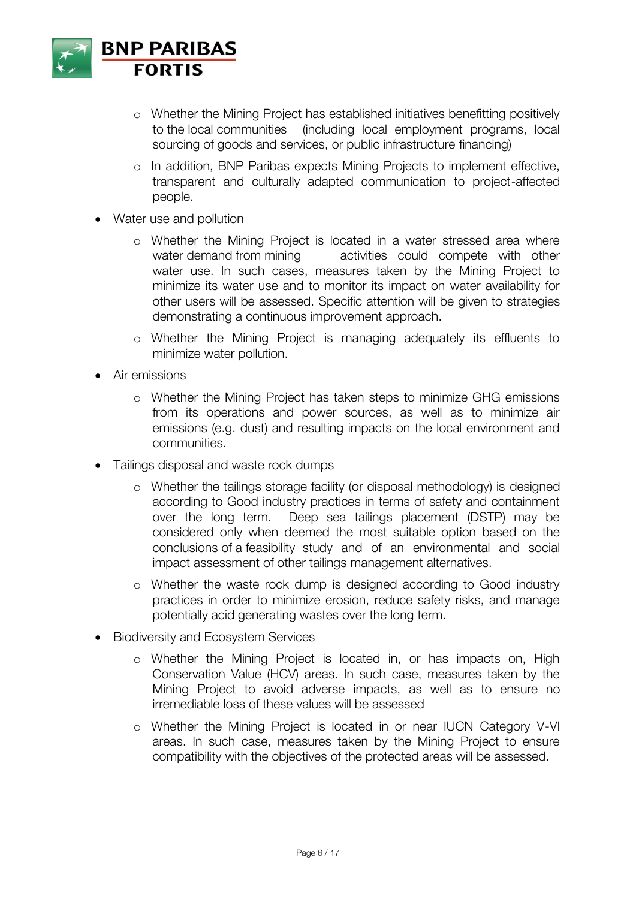- Whether the Mining Project has established initiatives benefitting positively to the local communities (including local employment programs, local sourcing of goods and services, or public infrastructure financing)
- In addition, BNP Paribas expects Mining Projects to implement effective, transparent and culturally adapted communication to project-affected people.

- Water use and pollution
  - Whether the Mining Project is located in a water stressed area where water demand from mining activities could compete with other water use. In such cases, measures taken by the Mining Project to minimize its water use and to monitor its impact on water availability for other users will be assessed. Specific attention will be given to strategies demonstrating a continuous improvement approach.
  - Whether the Mining Project is managing adequately its effluents to minimize water pollution.
- Air emissions
  - Whether the Mining Project has taken steps to minimize GHG emissions from its operations and power sources, as well as to minimize air emissions (e.g. dust) and resulting impacts on the local environment and communities.
- Tailings disposal and waste rock dumps
  - Whether the tailings storage facility (or disposal methodology) is designed according to Good industry practices in terms of safety and containment over the long term. Deep sea tailings placement (DSTP) may be considered only when deemed the most suitable option based on the conclusions of a feasibility study and of an environmental and social impact assessment of other tailings management alternatives.
  - Whether the waste rock dump is designed according to Good industry practices in order to minimize erosion, reduce safety risks, and manage potentially acid generating wastes over the long term.
- Biodiversity and Ecosystem Services
  - Whether the Mining Project is located in, or has impacts on, High Conservation Value (HCV) areas. In such case, measures taken by the Mining Project to avoid adverse impacts, as well as to ensure no irremediable loss of these values will be assessed
  - Whether the Mining Project is located in or near IUCN Category V-VI areas. In such case, measures taken by the Mining Project to ensure compatibility with the objectives of the protected areas will be assessed.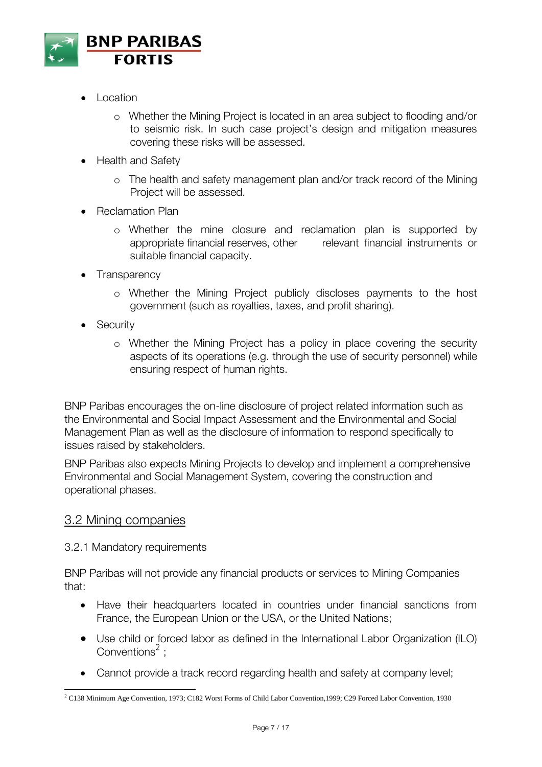- Location
    - Whether the Mining Project is located in an area subject to flooding and/or to seismic risk. In such case project's design and mitigation measures covering these risks will be assessed.
- Health and Safety
    - The health and safety management plan and/or track record of the Mining Project will be assessed.
- Reclamation Plan
    - Whether the mine closure and reclamation plan is supported by appropriate financial reserves, other relevant financial instruments or suitable financial capacity.
- Transparency
    - Whether the Mining Project publicly discloses payments to the host government (such as royalties, taxes, and profit sharing).
- Security
    - Whether the Mining Project has a policy in place covering the security aspects of its operations (e.g. through the use of security personnel) while ensuring respect of human rights.

BNP Paribas encourages the on-line disclosure of project related information such as the Environmental and Social Impact Assessment and the Environmental and Social Management Plan as well as the disclosure of information to respond specifically to issues raised by stakeholders.

BNP Paribas also expects Mining Projects to develop and implement a comprehensive Environmental and Social Management System, covering the construction and operational phases.

## 3.2 Mining companies

### 3.2.1 Mandatory requirements

BNP Paribas will not provide any financial products or services to Mining Companies that:

- Have their headquarters located in countries under financial sanctions from France, the European Union or the USA, or the United Nations;
- Use child or forced labor as defined in the International Labor Organization (ILO) Conventions[2] ;
- Cannot provide a track record regarding health and safety at company level;

[2] C138 Minimum Age Convention, 1973; C182 Worst Forms of Child Labor Convention,1999; C29 Forced Labor Convention, 1930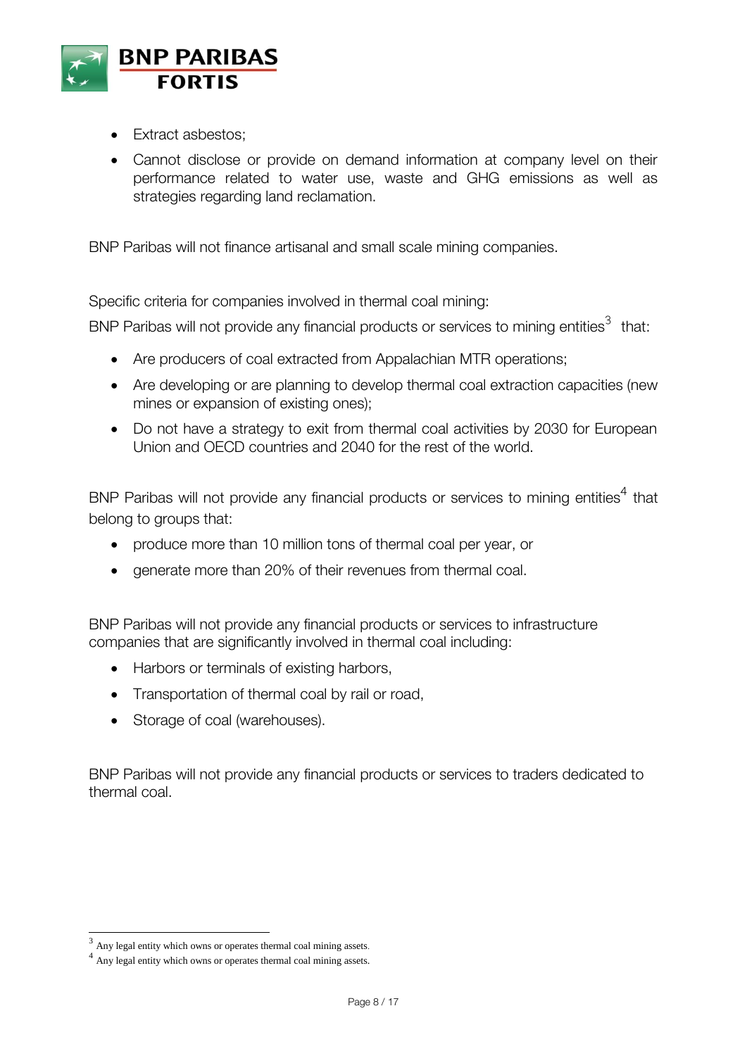- Extract asbestos;
- Cannot disclose or provide on demand information at company level on their performance related to water use, waste and GHG emissions as well as strategies regarding land reclamation.

BNP Paribas will not finance artisanal and small scale mining companies.

Specific criteria for companies involved in thermal coal mining:

BNP Paribas will not provide any financial products or services to mining entities[3] that:

- Are producers of coal extracted from Appalachian MTR operations;
- Are developing or are planning to develop thermal coal extraction capacities (new mines or expansion of existing ones);
- Do not have a strategy to exit from thermal coal activities by 2030 for European Union and OECD countries and 2040 for the rest of the world.

BNP Paribas will not provide any financial products or services to mining entities[4] that belong to groups that:

- produce more than 10 million tons of thermal coal per year, or
- generate more than 20% of their revenues from thermal coal.

BNP Paribas will not provide any financial products or services to infrastructure companies that are significantly involved in thermal coal including:

- Harbors or terminals of existing harbors,
- Transportation of thermal coal by rail or road,
- Storage of coal (warehouses).

BNP Paribas will not provide any financial products or services to traders dedicated to thermal coal.

---

[3] Any legal entity which owns or operates thermal coal mining assets.

[4] Any legal entity which owns or operates thermal coal mining assets.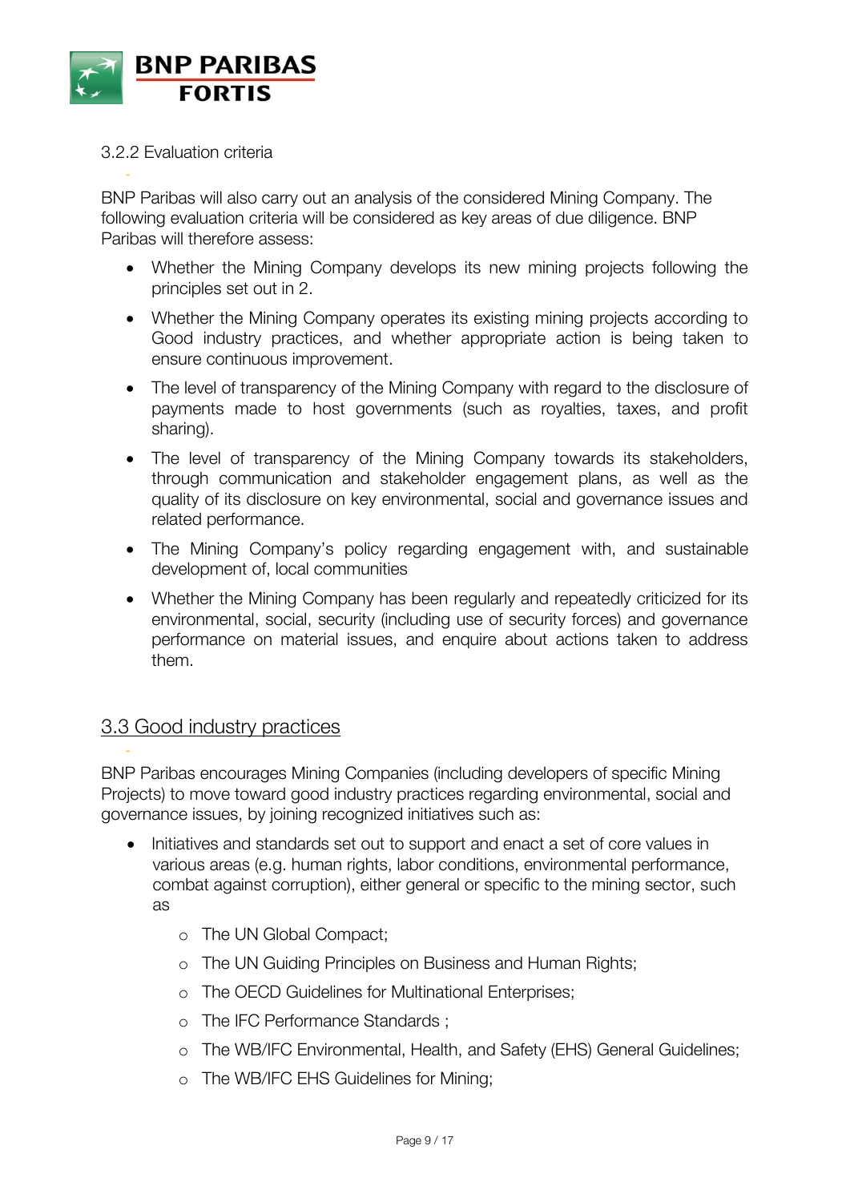#### 3.2.2 Evaluation criteria

BNP Paribas will also carry out an analysis of the considered Mining Company. The following evaluation criteria will be considered as key areas of due diligence. BNP Paribas will therefore assess:

- Whether the Mining Company develops its new mining projects following the principles set out in 2.
- Whether the Mining Company operates its existing mining projects according to Good industry practices, and whether appropriate action is being taken to ensure continuous improvement.
- The level of transparency of the Mining Company with regard to the disclosure of payments made to host governments (such as royalties, taxes, and profit sharing).
- The level of transparency of the Mining Company towards its stakeholders, through communication and stakeholder engagement plans, as well as the quality of its disclosure on key environmental, social and governance issues and related performance.
- The Mining Company's policy regarding engagement with, and sustainable development of, local communities
- Whether the Mining Company has been regularly and repeatedly criticized for its environmental, social, security (including use of security forces) and governance performance on material issues, and enquire about actions taken to address them.

### 3.3 Good industry practices

BNP Paribas encourages Mining Companies (including developers of specific Mining Projects) to move toward good industry practices regarding environmental, social and governance issues, by joining recognized initiatives such as:

- Initiatives and standards set out to support and enact a set of core values in various areas (e.g. human rights, labor conditions, environmental performance, combat against corruption), either general or specific to the mining sector, such as
  - The UN Global Compact;
  - The UN Guiding Principles on Business and Human Rights;
  - The OECD Guidelines for Multinational Enterprises;
  - The IFC Performance Standards ;
  - The WB/IFC Environmental, Health, and Safety (EHS) General Guidelines;
  - The WB/IFC EHS Guidelines for Mining;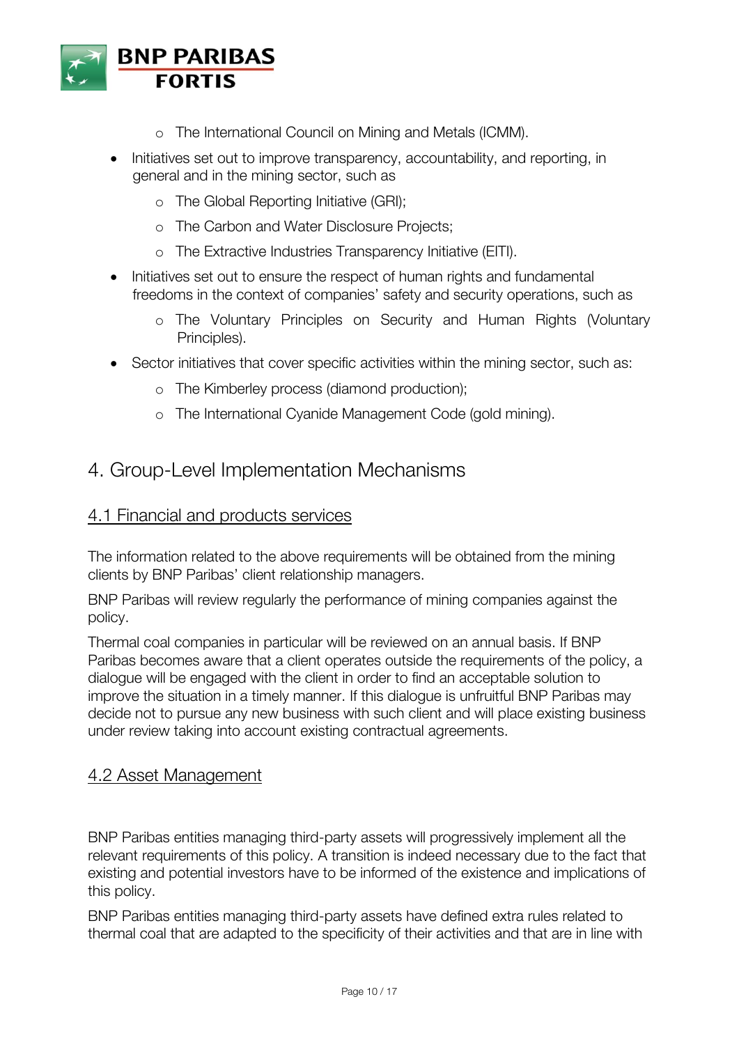- The International Council on Mining and Metals (ICMM).
- Initiatives set out to improve transparency, accountability, and reporting, in general and in the mining sector, such as
  - The Global Reporting Initiative (GRI);
  - The Carbon and Water Disclosure Projects;
  - The Extractive Industries Transparency Initiative (EITI).
- Initiatives set out to ensure the respect of human rights and fundamental freedoms in the context of companies' safety and security operations, such as
  - The Voluntary Principles on Security and Human Rights (Voluntary Principles).
- Sector initiatives that cover specific activities within the mining sector, such as:
  - The Kimberley process (diamond production);
  - The International Cyanide Management Code (gold mining).

# 4. Group-Level Implementation Mechanisms

## 4.1 Financial and products services

The information related to the above requirements will be obtained from the mining clients by BNP Paribas' client relationship managers.

BNP Paribas will review regularly the performance of mining companies against the policy.

Thermal coal companies in particular will be reviewed on an annual basis. If BNP Paribas becomes aware that a client operates outside the requirements of the policy, a dialogue will be engaged with the client in order to find an acceptable solution to improve the situation in a timely manner. If this dialogue is unfruitful BNP Paribas may decide not to pursue any new business with such client and will place existing business under review taking into account existing contractual agreements.

## 4.2 Asset Management

BNP Paribas entities managing third-party assets will progressively implement all the relevant requirements of this policy. A transition is indeed necessary due to the fact that existing and potential investors have to be informed of the existence and implications of this policy.

BNP Paribas entities managing third-party assets have defined extra rules related to thermal coal that are adapted to the specificity of their activities and that are in line with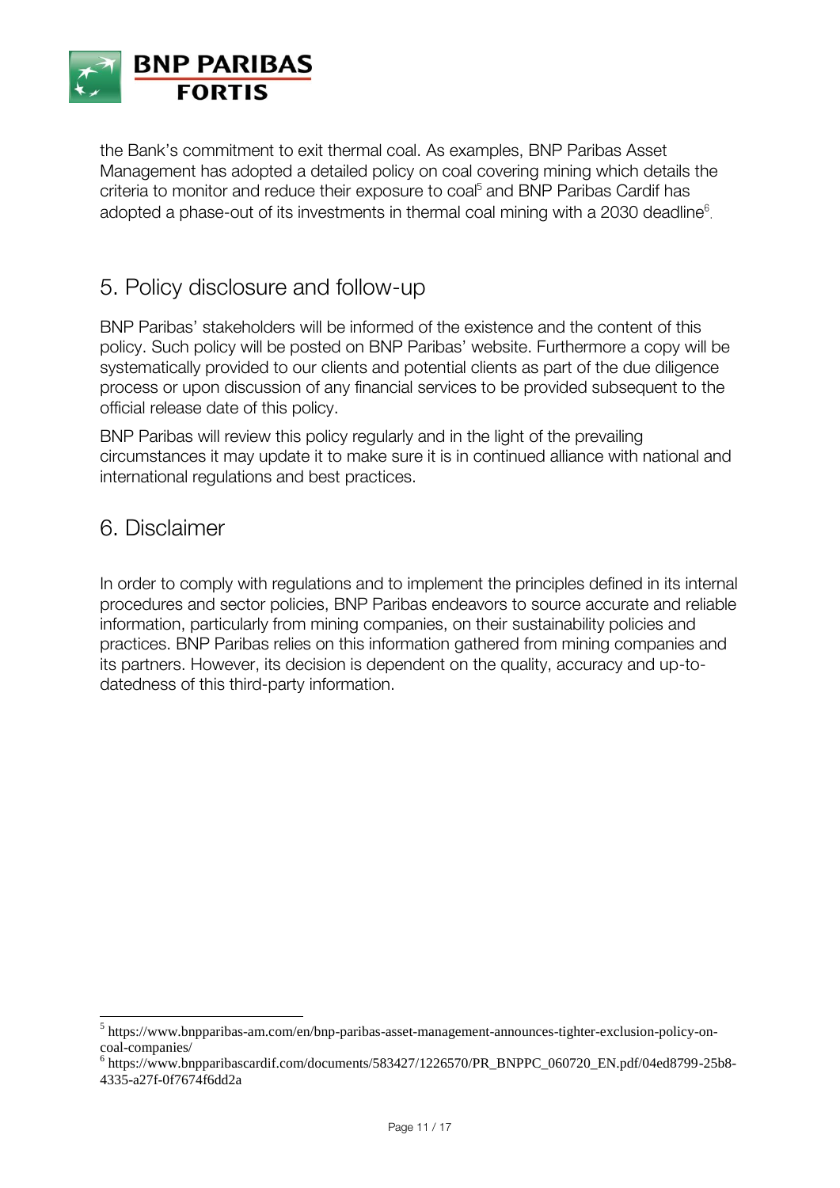the Bank's commitment to exit thermal coal. As examples, BNP Paribas Asset Management has adopted a detailed policy on coal covering mining which details the criteria to monitor and reduce their exposure to coal[5] and BNP Paribas Cardif has adopted a phase-out of its investments in thermal coal mining with a 2030 deadline[6].

## 5. Policy disclosure and follow-up

BNP Paribas' stakeholders will be informed of the existence and the content of this policy. Such policy will be posted on BNP Paribas' website. Furthermore a copy will be systematically provided to our clients and potential clients as part of the due diligence process or upon discussion of any financial services to be provided subsequent to the official release date of this policy.

BNP Paribas will review this policy regularly and in the light of the prevailing circumstances it may update it to make sure it is in continued alliance with national and international regulations and best practices.

## 6. Disclaimer

In order to comply with regulations and to implement the principles defined in its internal procedures and sector policies, BNP Paribas endeavors to source accurate and reliable information, particularly from mining companies, on their sustainability policies and practices. BNP Paribas relies on this information gathered from mining companies and its partners. However, its decision is dependent on the quality, accuracy and up-to-datedness of this third-party information.

---

[5] https://www.bnpparibas-am.com/en/bnp-paribas-asset-management-announces-tighter-exclusion-policy-on-coal-companies/

[6] https://www.bnpparibascardif.com/documents/583427/1226570/PR_BNPPC_060720_EN.pdf/04ed8799-25b8-4335-a27f-0f7674f6dd2a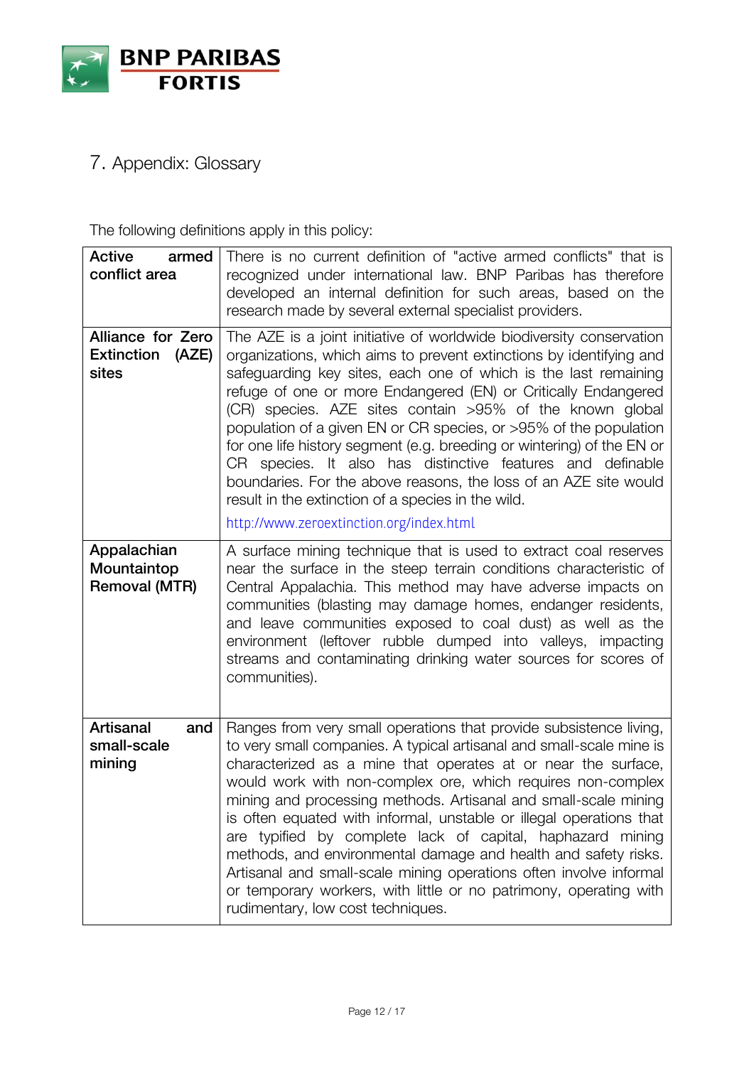## 7. Appendix: Glossary

The following definitions apply in this policy:

| | |
|---|---|
| **Active armed conflict area** | There is no current definition of "active armed conflicts" that is recognized under international law. BNP Paribas has therefore developed an internal definition for such areas, based on the research made by several external specialist providers. |
| **Alliance for Zero Extinction (AZE) sites** | The AZE is a joint initiative of worldwide biodiversity conservation organizations, which aims to prevent extinctions by identifying and safeguarding key sites, each one of which is the last remaining refuge of one or more Endangered (EN) or Critically Endangered (CR) species. AZE sites contain >95% of the known global population of a given EN or CR species, or >95% of the population for one life history segment (e.g. breeding or wintering) of the EN or CR species. It also has distinctive features and definable boundaries. For the above reasons, the loss of an AZE site would result in the extinction of a species in the wild. http://www.zeroextinction.org/index.html |
| **Appalachian Mountaintop Removal (MTR)** | A surface mining technique that is used to extract coal reserves near the surface in the steep terrain conditions characteristic of Central Appalachia. This method may have adverse impacts on communities (blasting may damage homes, endanger residents, and leave communities exposed to coal dust) as well as the environment (leftover rubble dumped into valleys, impacting streams and contaminating drinking water sources for scores of communities). |
| **Artisanal and small-scale mining** | Ranges from very small operations that provide subsistence living, to very small companies. A typical artisanal and small-scale mine is characterized as a mine that operates at or near the surface, would work with non-complex ore, which requires non-complex mining and processing methods. Artisanal and small-scale mining is often equated with informal, unstable or illegal operations that are typified by complete lack of capital, haphazard mining methods, and environmental damage and health and safety risks. Artisanal and small-scale mining operations often involve informal or temporary workers, with little or no patrimony, operating with rudimentary, low cost techniques. |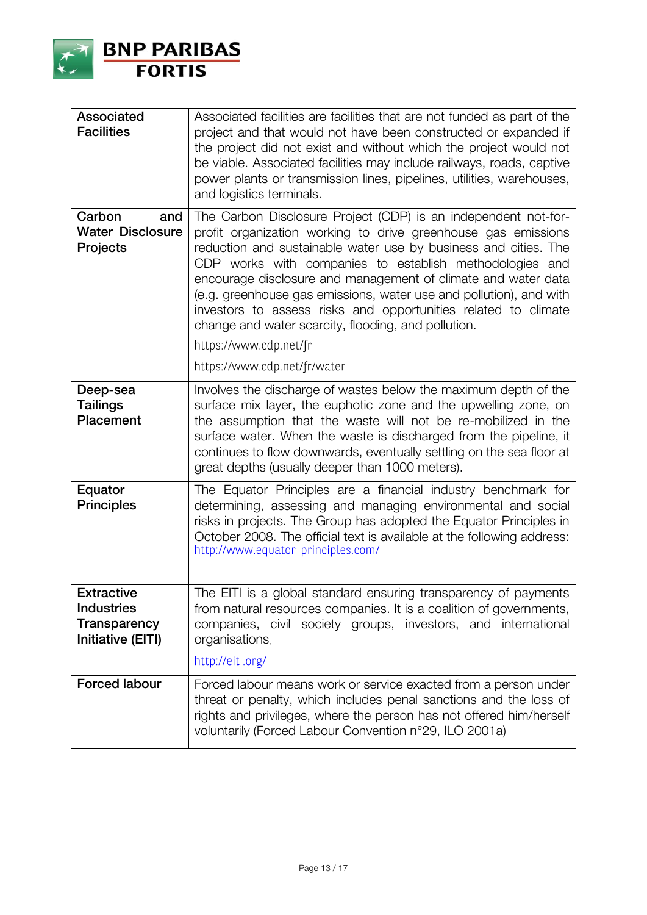| | |
|---|---|
| **Associated Facilities** | Associated facilities are facilities that are not funded as part of the project and that would not have been constructed or expanded if the project did not exist and without which the project would not be viable. Associated facilities may include railways, roads, captive power plants or transmission lines, pipelines, utilities, warehouses, and logistics terminals. |
| **Carbon and Water Disclosure Projects** | The Carbon Disclosure Project (CDP) is an independent not-for-profit organization working to drive greenhouse gas emissions reduction and sustainable water use by business and cities. The CDP works with companies to establish methodologies and encourage disclosure and management of climate and water data (e.g. greenhouse gas emissions, water use and pollution), and with investors to assess risks and opportunities related to climate change and water scarcity, flooding, and pollution.<br><br>https://www.cdp.net/fr<br><br>https://www.cdp.net/fr/water |
| **Deep-sea Tailings Placement** | Involves the discharge of wastes below the maximum depth of the surface mix layer, the euphotic zone and the upwelling zone, on the assumption that the waste will not be re-mobilized in the surface water. When the waste is discharged from the pipeline, it continues to flow downwards, eventually settling on the sea floor at great depths (usually deeper than 1000 meters). |
| **Equator Principles** | The Equator Principles are a financial industry benchmark for determining, assessing and managing environmental and social risks in projects. The Group has adopted the Equator Principles in October 2008. The official text is available at the following address: http://www.equator-principles.com/ |
| **Extractive Industries Transparency Initiative (EITI)** | The EITI is a global standard ensuring transparency of payments from natural resources companies. It is a coalition of governments, companies, civil society groups, investors, and international organisations.<br><br>http://eiti.org/ |
| **Forced labour** | Forced labour means work or service exacted from a person under threat or penalty, which includes penal sanctions and the loss of rights and privileges, where the person has not offered him/herself voluntarily (Forced Labour Convention n°29, ILO 2001a) |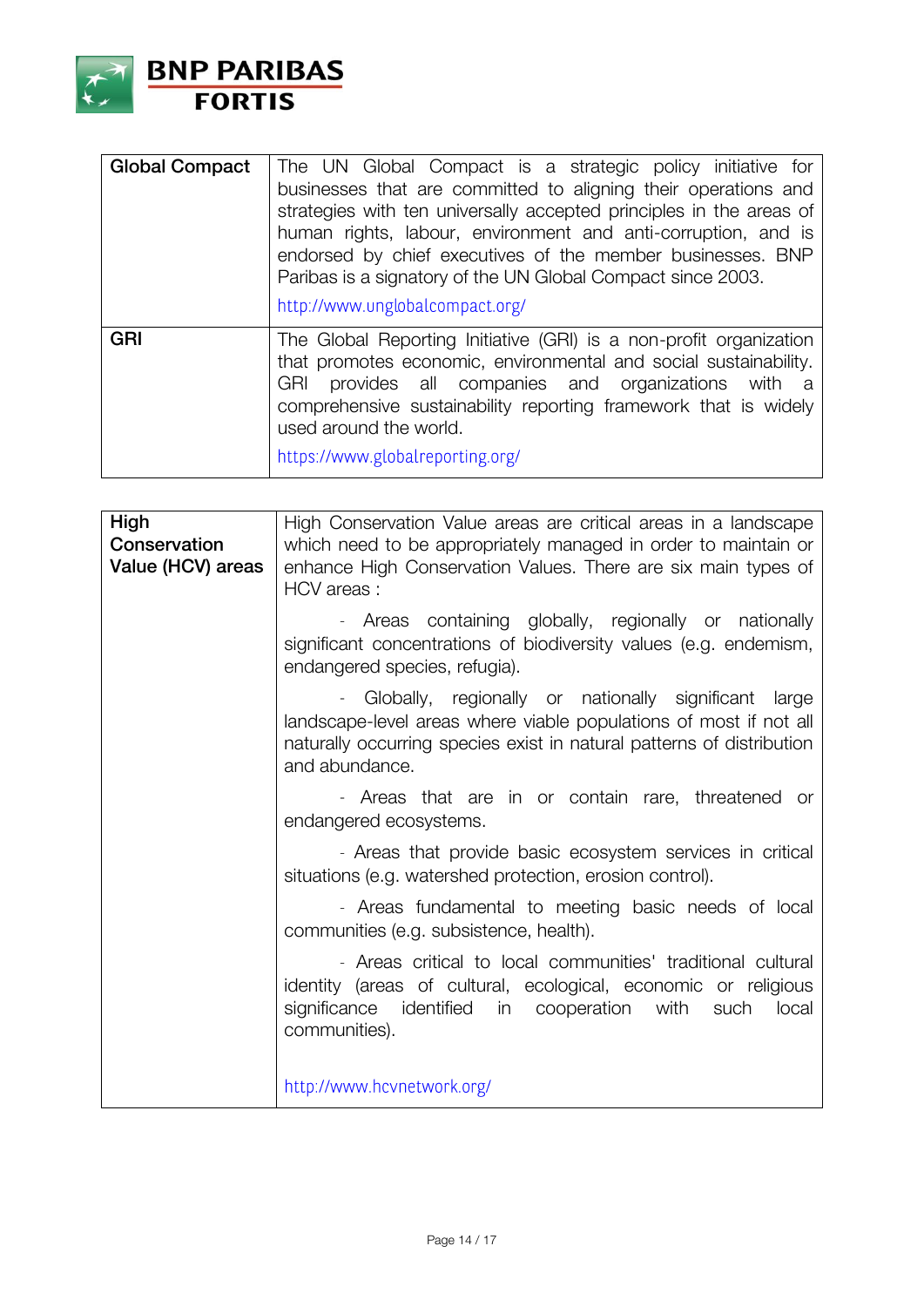| | |
|---|---|
| **Global Compact** | The UN Global Compact is a strategic policy initiative for businesses that are committed to aligning their operations and strategies with ten universally accepted principles in the areas of human rights, labour, environment and anti-corruption, and is endorsed by chief executives of the member businesses. BNP Paribas is a signatory of the UN Global Compact since 2003.<br><br>http://www.unglobalcompact.org/ |
| **GRI** | The Global Reporting Initiative (GRI) is a non-profit organization that promotes economic, environmental and social sustainability. GRI provides all companies and organizations with a comprehensive sustainability reporting framework that is widely used around the world.<br><br>https://www.globalreporting.org/ |

| | |
|---|---|
| **High Conservation Value (HCV) areas** | High Conservation Value areas are critical areas in a landscape which need to be appropriately managed in order to maintain or enhance High Conservation Values. There are six main types of HCV areas :<br><br>- Areas containing globally, regionally or nationally significant concentrations of biodiversity values (e.g. endemism, endangered species, refugia).<br><br>- Globally, regionally or nationally significant large landscape-level areas where viable populations of most if not all naturally occurring species exist in natural patterns of distribution and abundance.<br><br>- Areas that are in or contain rare, threatened or endangered ecosystems.<br><br>- Areas that provide basic ecosystem services in critical situations (e.g. watershed protection, erosion control).<br><br>- Areas fundamental to meeting basic needs of local communities (e.g. subsistence, health).<br><br>- Areas critical to local communities' traditional cultural identity (areas of cultural, ecological, economic or religious significance identified in cooperation with such local communities).<br><br>http://www.hcvnetwork.org/ |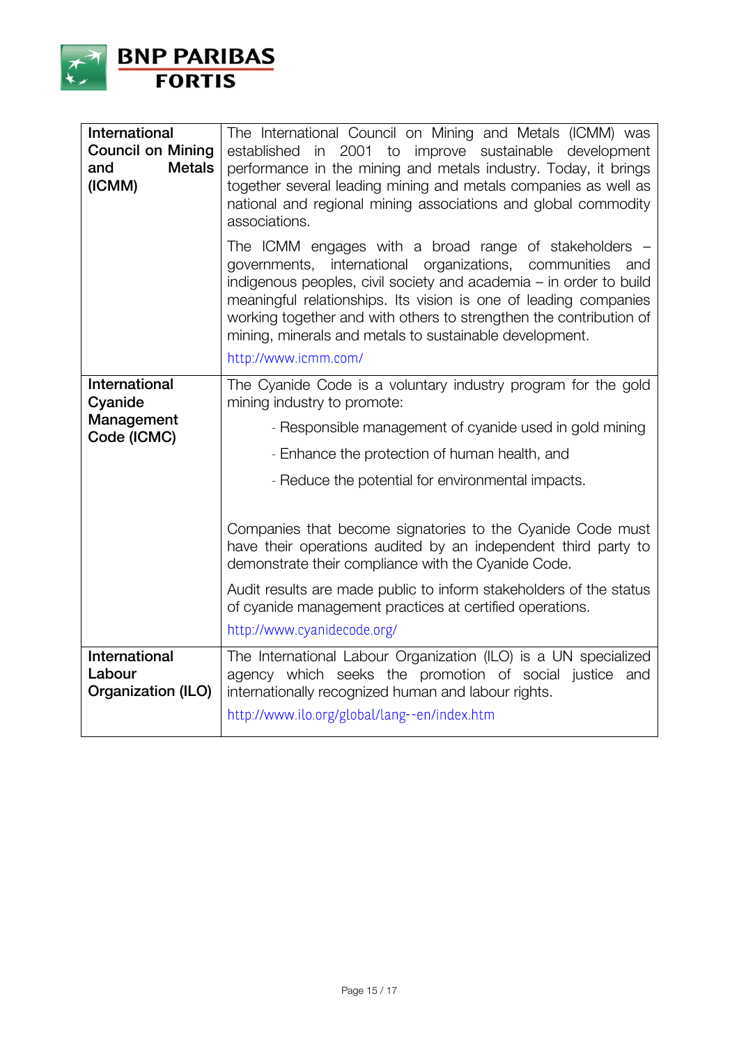| | |
|---|---|
| **International Council on Mining and Metals (ICMM)** | The International Council on Mining and Metals (ICMM) was established in 2001 to improve sustainable development performance in the mining and metals industry. Today, it brings together several leading mining and metals companies as well as national and regional mining associations and global commodity associations.<br><br>The ICMM engages with a broad range of stakeholders – governments, international organizations, communities and indigenous peoples, civil society and academia – in order to build meaningful relationships. Its vision is one of leading companies working together and with others to strengthen the contribution of mining, minerals and metals to sustainable development.<br><br>http://www.icmm.com/ |
| **International Cyanide Management Code (ICMC)** | The Cyanide Code is a voluntary industry program for the gold mining industry to promote:<br><br>- Responsible management of cyanide used in gold mining<br>- Enhance the protection of human health, and<br>- Reduce the potential for environmental impacts.<br><br>Companies that become signatories to the Cyanide Code must have their operations audited by an independent third party to demonstrate their compliance with the Cyanide Code.<br><br>Audit results are made public to inform stakeholders of the status of cyanide management practices at certified operations.<br><br>http://www.cyanidecode.org/ |
| **International Labour Organization (ILO)** | The International Labour Organization (ILO) is a UN specialized agency which seeks the promotion of social justice and internationally recognized human and labour rights.<br><br>http://www.ilo.org/global/lang--en/index.htm |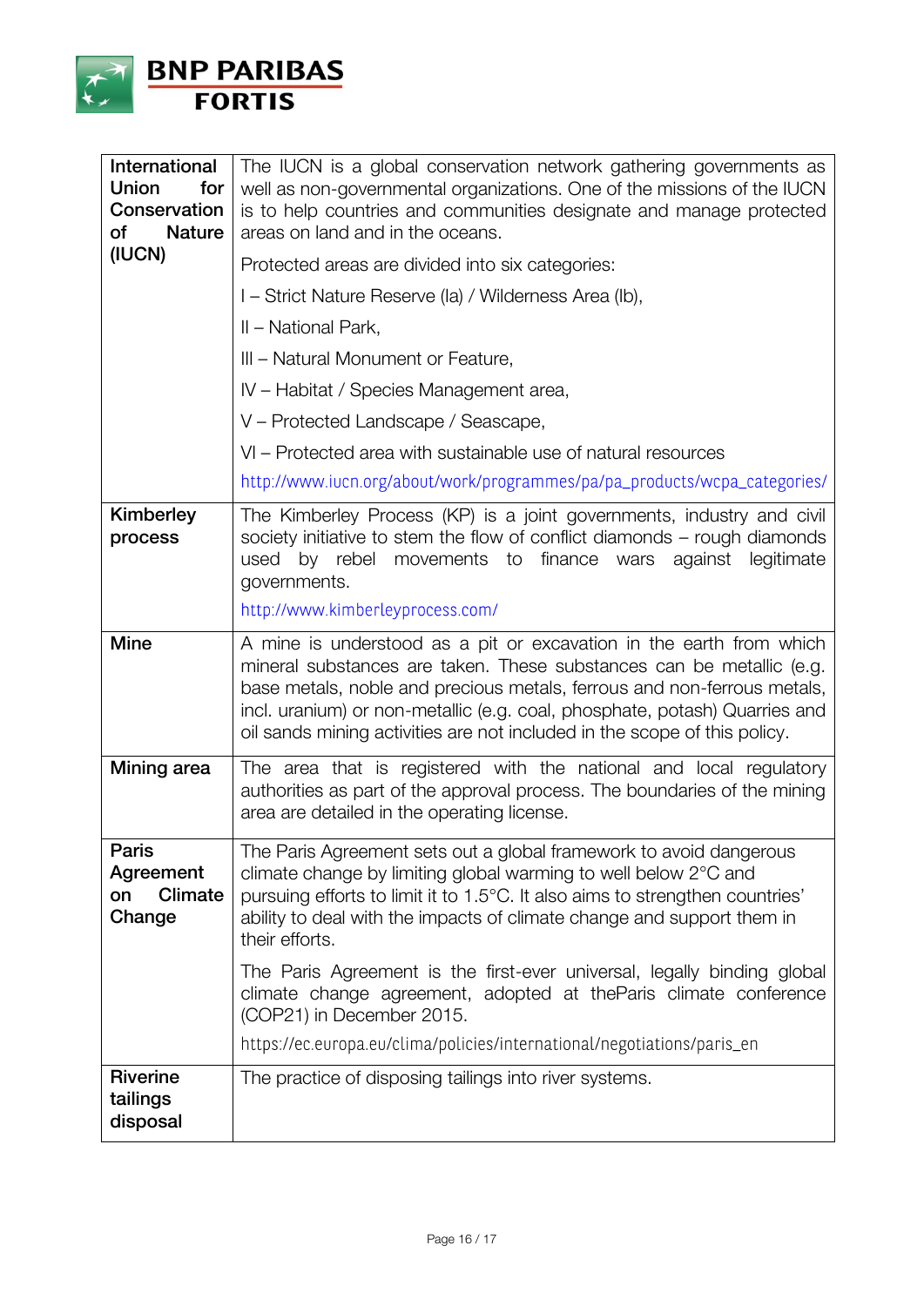| | |
|---|---|
| **International Union for Conservation of Nature (IUCN)** | The IUCN is a global conservation network gathering governments as well as non-governmental organizations. One of the missions of the IUCN is to help countries and communities designate and manage protected areas on land and in the oceans.<br><br>Protected areas are divided into six categories:<br><br>I – Strict Nature Reserve (Ia) / Wilderness Area (Ib),<br><br>II – National Park,<br><br>III – Natural Monument or Feature,<br><br>IV – Habitat / Species Management area,<br><br>V – Protected Landscape / Seascape,<br><br>VI – Protected area with sustainable use of natural resources<br><br>http://www.iucn.org/about/work/programmes/pa/pa_products/wcpa_categories/ |
| **Kimberley process** | The Kimberley Process (KP) is a joint governments, industry and civil society initiative to stem the flow of conflict diamonds – rough diamonds used by rebel movements to finance wars against legitimate governments.<br><br>http://www.kimberleyprocess.com/ |
| **Mine** | A mine is understood as a pit or excavation in the earth from which mineral substances are taken. These substances can be metallic (e.g. base metals, noble and precious metals, ferrous and non-ferrous metals, incl. uranium) or non-metallic (e.g. coal, phosphate, potash) Quarries and oil sands mining activities are not included in the scope of this policy. |
| **Mining area** | The area that is registered with the national and local regulatory authorities as part of the approval process. The boundaries of the mining area are detailed in the operating license. |
| **Paris Agreement on Climate Change** | The Paris Agreement sets out a global framework to avoid dangerous climate change by limiting global warming to well below 2°C and pursuing efforts to limit it to 1.5°C. It also aims to strengthen countries' ability to deal with the impacts of climate change and support them in their efforts.<br><br>The Paris Agreement is the first-ever universal, legally binding global climate change agreement, adopted at theParis climate conference (COP21) in December 2015.<br><br>https://ec.europa.eu/clima/policies/international/negotiations/paris_en |
| **Riverine tailings disposal** | The practice of disposing tailings into river systems. |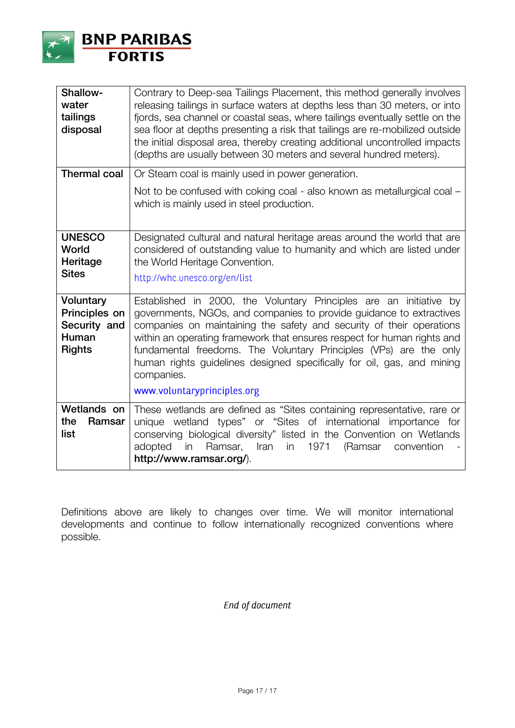| | |
|---|---|
| **Shallow-water tailings disposal** | Contrary to Deep-sea Tailings Placement, this method generally involves releasing tailings in surface waters at depths less than 30 meters, or into fjords, sea channel or coastal seas, where tailings eventually settle on the sea floor at depths presenting a risk that tailings are re-mobilized outside the initial disposal area, thereby creating additional uncontrolled impacts (depths are usually between 30 meters and several hundred meters). |
| **Thermal coal** | Or Steam coal is mainly used in power generation.<br><br>Not to be confused with coking coal - also known as metallurgical coal – which is mainly used in steel production. |
| **UNESCO World Heritage Sites** | Designated cultural and natural heritage areas around the world that are considered of outstanding value to humanity and which are listed under the World Heritage Convention.<br><br>http://whc.unesco.org/en/list |
| **Voluntary Principles on Security and Human Rights** | Established in 2000, the Voluntary Principles are an initiative by governments, NGOs, and companies to provide guidance to extractives companies on maintaining the safety and security of their operations within an operating framework that ensures respect for human rights and fundamental freedoms. The Voluntary Principles (VPs) are the only human rights guidelines designed specifically for oil, gas, and mining companies.<br><br>www.voluntaryprinciples.org |
| **Wetlands on the Ramsar list** | These wetlands are defined as "Sites containing representative, rare or unique wetland types" or "Sites of international importance for conserving biological diversity" listed in the Convention on Wetlands adopted in Ramsar, Iran in 1971 (Ramsar convention - **http://www.ramsar.org/**). |

Definitions above are likely to changes over time. We will monitor international developments and continue to follow internationally recognized conventions where possible.

*End of document*